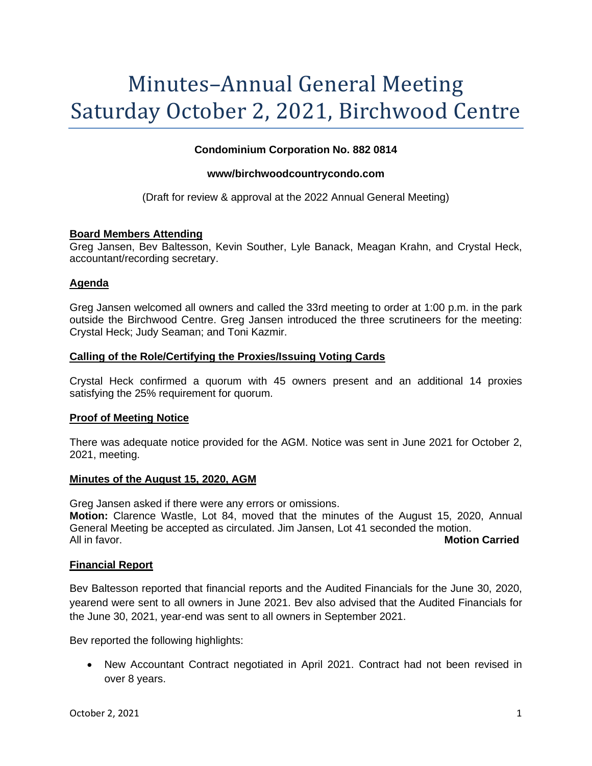# Minutes–Annual General Meeting Saturday October 2, 2021, Birchwood Centre

**Condominium Corporation No. 882 0814**

**www/birchwoodcountrycondo.com**

(Draft for review & approval at the 2022 Annual General Meeting)

## Board Members Attending

Greg Jansen, Bev Baltesson, Kevin Souther, Lyle Banack, Meagan Krahn, and Crystal Heck, accountant/recording secretary.

## Agenda

Greg Jansen welcomed all owners and called the 33rd meeting to order at 1:00 p.m. in the park outside the Birchwood Centre. Greg Jansen introduced the three scrutineers for the meeting: Crystal Heck; Judy Seaman; and Toni Kazmir.

## Calling of the Role/Certifying the Proxies/Issuing Voting Cards

Crystal Heck confirmed a quorum with 45 owners present and an additional 14 proxies satisfying the 25% requirement for quorum.

## Proof of Meeting Notice

There was adequate notice provided for the AGM. Notice was sent in June 2021 for October 2, 2021, meeting.

## Minutes of the August 15, 2020, AGM

Greg Jansen asked if there were any errors or omissions.
**Motion:** Clarence Wastle, Lot 84, moved that the minutes of the August 15, 2020, Annual General Meeting be accepted as circulated. Jim Jansen, Lot 41 seconded the motion.
All in favor. **Motion Carried**

## Financial Report

Bev Baltesson reported that financial reports and the Audited Financials for the June 30, 2020, yearend were sent to all owners in June 2021. Bev also advised that the Audited Financials for the June 30, 2021, year-end was sent to all owners in September 2021.

Bev reported the following highlights:

- New Accountant Contract negotiated in April 2021. Contract had not been revised in over 8 years.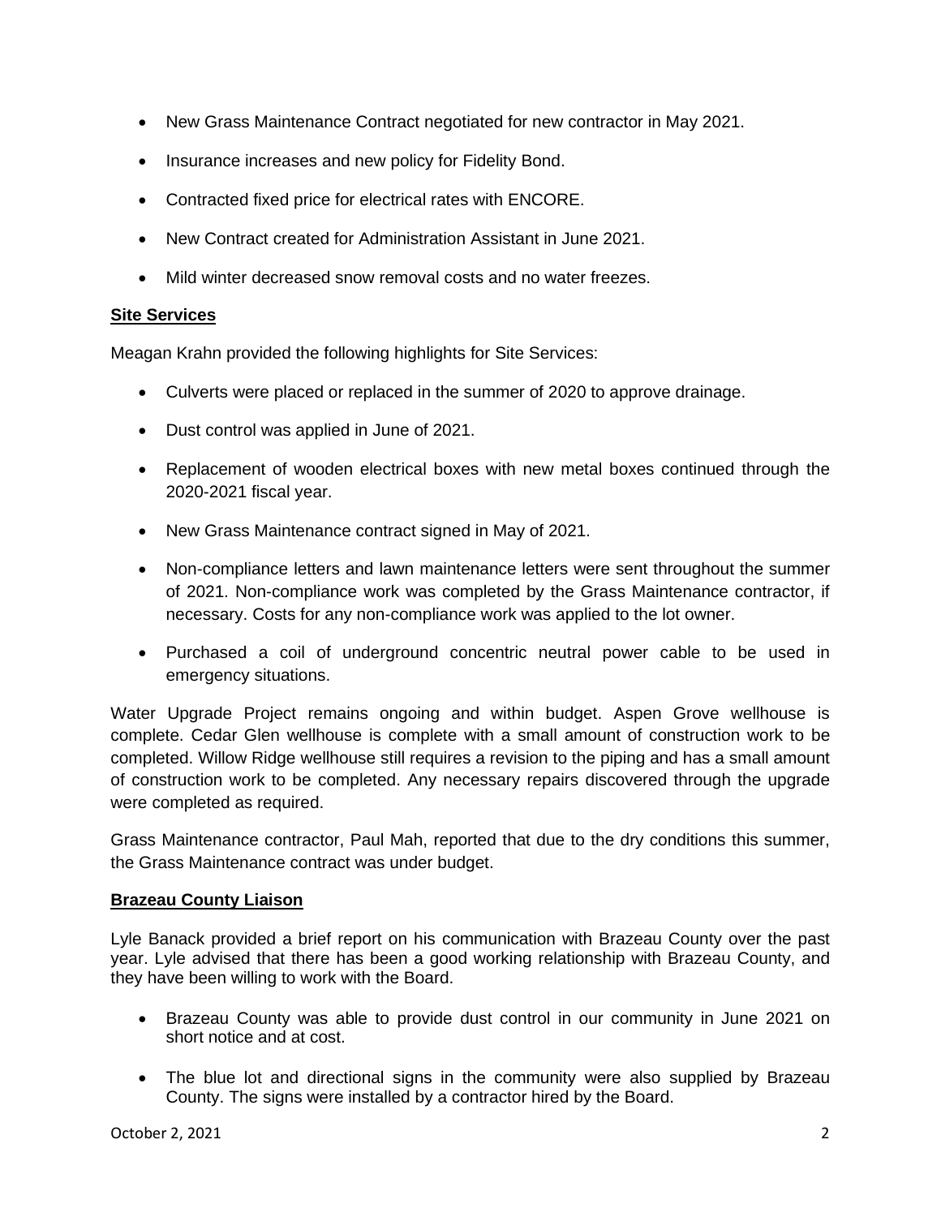- New Grass Maintenance Contract negotiated for new contractor in May 2021.
- Insurance increases and new policy for Fidelity Bond.
- Contracted fixed price for electrical rates with ENCORE.
- New Contract created for Administration Assistant in June 2021.
- Mild winter decreased snow removal costs and no water freezes.

## Site Services

Meagan Krahn provided the following highlights for Site Services:

- Culverts were placed or replaced in the summer of 2020 to approve drainage.
- Dust control was applied in June of 2021.
- Replacement of wooden electrical boxes with new metal boxes continued through the 2020-2021 fiscal year.
- New Grass Maintenance contract signed in May of 2021.
- Non-compliance letters and lawn maintenance letters were sent throughout the summer of 2021. Non-compliance work was completed by the Grass Maintenance contractor, if necessary. Costs for any non-compliance work was applied to the lot owner.
- Purchased a coil of underground concentric neutral power cable to be used in emergency situations.

Water Upgrade Project remains ongoing and within budget. Aspen Grove wellhouse is complete. Cedar Glen wellhouse is complete with a small amount of construction work to be completed. Willow Ridge wellhouse still requires a revision to the piping and has a small amount of construction work to be completed. Any necessary repairs discovered through the upgrade were completed as required.

Grass Maintenance contractor, Paul Mah, reported that due to the dry conditions this summer, the Grass Maintenance contract was under budget.

## Brazeau County Liaison

Lyle Banack provided a brief report on his communication with Brazeau County over the past year. Lyle advised that there has been a good working relationship with Brazeau County, and they have been willing to work with the Board.

- Brazeau County was able to provide dust control in our community in June 2021 on short notice and at cost.
- The blue lot and directional signs in the community were also supplied by Brazeau County. The signs were installed by a contractor hired by the Board.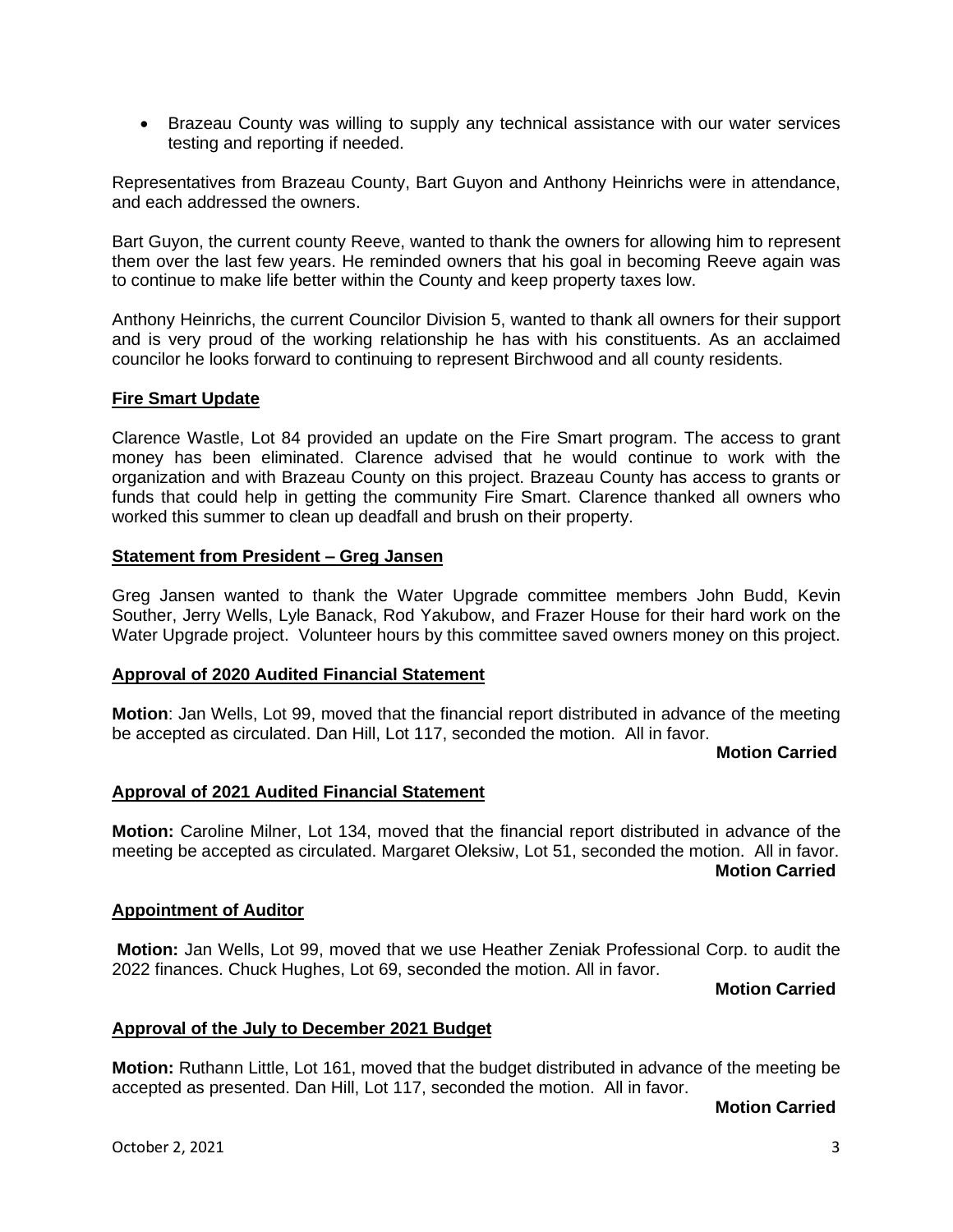- Brazeau County was willing to supply any technical assistance with our water services testing and reporting if needed.

Representatives from Brazeau County, Bart Guyon and Anthony Heinrichs were in attendance, and each addressed the owners.

Bart Guyon, the current county Reeve, wanted to thank the owners for allowing him to represent them over the last few years. He reminded owners that his goal in becoming Reeve again was to continue to make life better within the County and keep property taxes low.

Anthony Heinrichs, the current Councilor Division 5, wanted to thank all owners for their support and is very proud of the working relationship he has with his constituents. As an acclaimed councilor he looks forward to continuing to represent Birchwood and all county residents.

**Fire Smart Update**

Clarence Wastle, Lot 84 provided an update on the Fire Smart program. The access to grant money has been eliminated. Clarence advised that he would continue to work with the organization and with Brazeau County on this project. Brazeau County has access to grants or funds that could help in getting the community Fire Smart. Clarence thanked all owners who worked this summer to clean up deadfall and brush on their property.

**Statement from President – Greg Jansen**

Greg Jansen wanted to thank the Water Upgrade committee members John Budd, Kevin Souther, Jerry Wells, Lyle Banack, Rod Yakubow, and Frazer House for their hard work on the Water Upgrade project. Volunteer hours by this committee saved owners money on this project.

**Approval of 2020 Audited Financial Statement**

**Motion**: Jan Wells, Lot 99, moved that the financial report distributed in advance of the meeting be accepted as circulated. Dan Hill, Lot 117, seconded the motion. All in favor.

**Motion Carried**

**Approval of 2021 Audited Financial Statement**

**Motion:** Caroline Milner, Lot 134, moved that the financial report distributed in advance of the meeting be accepted as circulated. Margaret Oleksiw, Lot 51, seconded the motion. All in favor.

**Motion Carried**

**Appointment of Auditor**

**Motion:** Jan Wells, Lot 99, moved that we use Heather Zeniak Professional Corp. to audit the 2022 finances. Chuck Hughes, Lot 69, seconded the motion. All in favor.

**Motion Carried**

**Approval of the July to December 2021 Budget**

**Motion:** Ruthann Little, Lot 161, moved that the budget distributed in advance of the meeting be accepted as presented. Dan Hill, Lot 117, seconded the motion. All in favor.

**Motion Carried**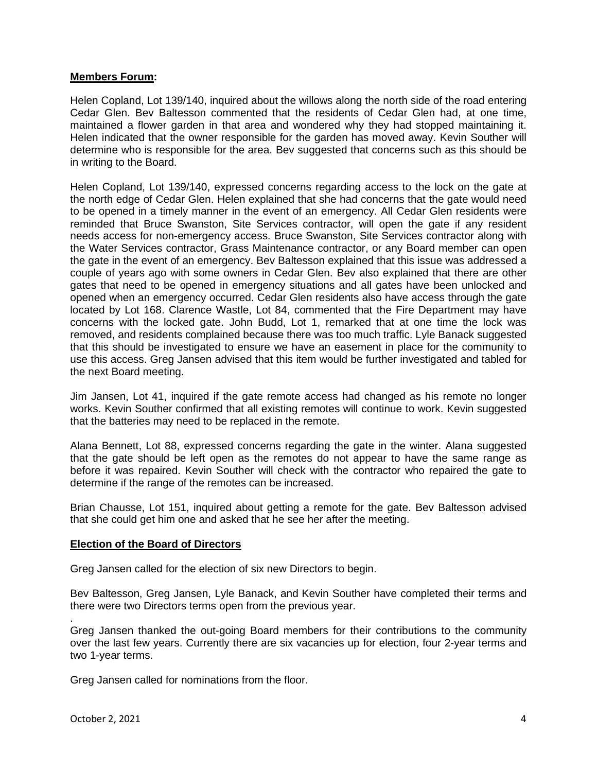**Members Forum:**

Helen Copland, Lot 139/140, inquired about the willows along the north side of the road entering Cedar Glen. Bev Baltesson commented that the residents of Cedar Glen had, at one time, maintained a flower garden in that area and wondered why they had stopped maintaining it. Helen indicated that the owner responsible for the garden has moved away. Kevin Souther will determine who is responsible for the area. Bev suggested that concerns such as this should be in writing to the Board.

Helen Copland, Lot 139/140, expressed concerns regarding access to the lock on the gate at the north edge of Cedar Glen. Helen explained that she had concerns that the gate would need to be opened in a timely manner in the event of an emergency. All Cedar Glen residents were reminded that Bruce Swanston, Site Services contractor, will open the gate if any resident needs access for non-emergency access. Bruce Swanston, Site Services contractor along with the Water Services contractor, Grass Maintenance contractor, or any Board member can open the gate in the event of an emergency. Bev Baltesson explained that this issue was addressed a couple of years ago with some owners in Cedar Glen. Bev also explained that there are other gates that need to be opened in emergency situations and all gates have been unlocked and opened when an emergency occurred. Cedar Glen residents also have access through the gate located by Lot 168. Clarence Wastle, Lot 84, commented that the Fire Department may have concerns with the locked gate. John Budd, Lot 1, remarked that at one time the lock was removed, and residents complained because there was too much traffic. Lyle Banack suggested that this should be investigated to ensure we have an easement in place for the community to use this access. Greg Jansen advised that this item would be further investigated and tabled for the next Board meeting.

Jim Jansen, Lot 41, inquired if the gate remote access had changed as his remote no longer works. Kevin Souther confirmed that all existing remotes will continue to work. Kevin suggested that the batteries may need to be replaced in the remote.

Alana Bennett, Lot 88, expressed concerns regarding the gate in the winter. Alana suggested that the gate should be left open as the remotes do not appear to have the same range as before it was repaired. Kevin Souther will check with the contractor who repaired the gate to determine if the range of the remotes can be increased.

Brian Chausse, Lot 151, inquired about getting a remote for the gate. Bev Baltesson advised that she could get him one and asked that he see her after the meeting.

**Election of the Board of Directors**

Greg Jansen called for the election of six new Directors to begin.

Bev Baltesson, Greg Jansen, Lyle Banack, and Kevin Souther have completed their terms and there were two Directors terms open from the previous year.

.
Greg Jansen thanked the out-going Board members for their contributions to the community over the last few years. Currently there are six vacancies up for election, four 2-year terms and two 1-year terms.

Greg Jansen called for nominations from the floor.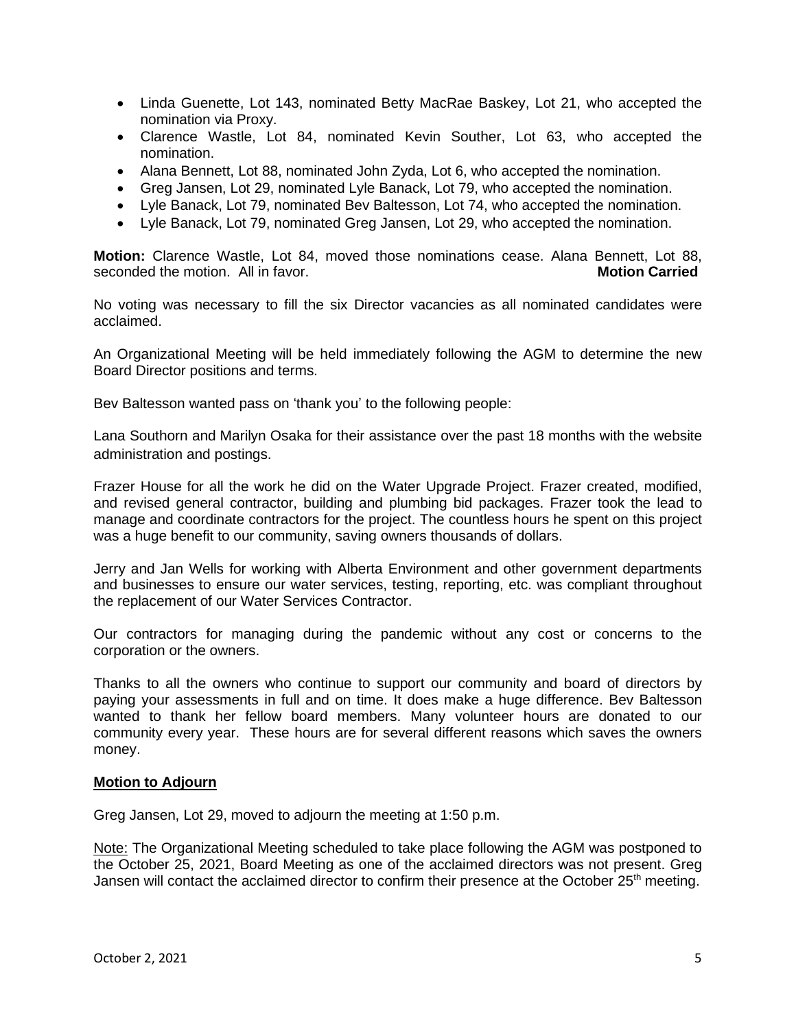- Linda Guenette, Lot 143, nominated Betty MacRae Baskey, Lot 21, who accepted the nomination via Proxy.
- Clarence Wastle, Lot 84, nominated Kevin Souther, Lot 63, who accepted the nomination.
- Alana Bennett, Lot 88, nominated John Zyda, Lot 6, who accepted the nomination.
- Greg Jansen, Lot 29, nominated Lyle Banack, Lot 79, who accepted the nomination.
- Lyle Banack, Lot 79, nominated Bev Baltesson, Lot 74, who accepted the nomination.
- Lyle Banack, Lot 79, nominated Greg Jansen, Lot 29, who accepted the nomination.

**Motion:** Clarence Wastle, Lot 84, moved those nominations cease. Alana Bennett, Lot 88, seconded the motion. All in favor. **Motion Carried**

No voting was necessary to fill the six Director vacancies as all nominated candidates were acclaimed.

An Organizational Meeting will be held immediately following the AGM to determine the new Board Director positions and terms.

Bev Baltesson wanted pass on 'thank you' to the following people:

Lana Southorn and Marilyn Osaka for their assistance over the past 18 months with the website administration and postings.

Frazer House for all the work he did on the Water Upgrade Project. Frazer created, modified, and revised general contractor, building and plumbing bid packages. Frazer took the lead to manage and coordinate contractors for the project. The countless hours he spent on this project was a huge benefit to our community, saving owners thousands of dollars.

Jerry and Jan Wells for working with Alberta Environment and other government departments and businesses to ensure our water services, testing, reporting, etc. was compliant throughout the replacement of our Water Services Contractor.

Our contractors for managing during the pandemic without any cost or concerns to the corporation or the owners.

Thanks to all the owners who continue to support our community and board of directors by paying your assessments in full and on time. It does make a huge difference. Bev Baltesson wanted to thank her fellow board members. Many volunteer hours are donated to our community every year. These hours are for several different reasons which saves the owners money.

**Motion to Adjourn**

Greg Jansen, Lot 29, moved to adjourn the meeting at 1:50 p.m.

Note: The Organizational Meeting scheduled to take place following the AGM was postponed to the October 25, 2021, Board Meeting as one of the acclaimed directors was not present. Greg Jansen will contact the acclaimed director to confirm their presence at the October 25th meeting.